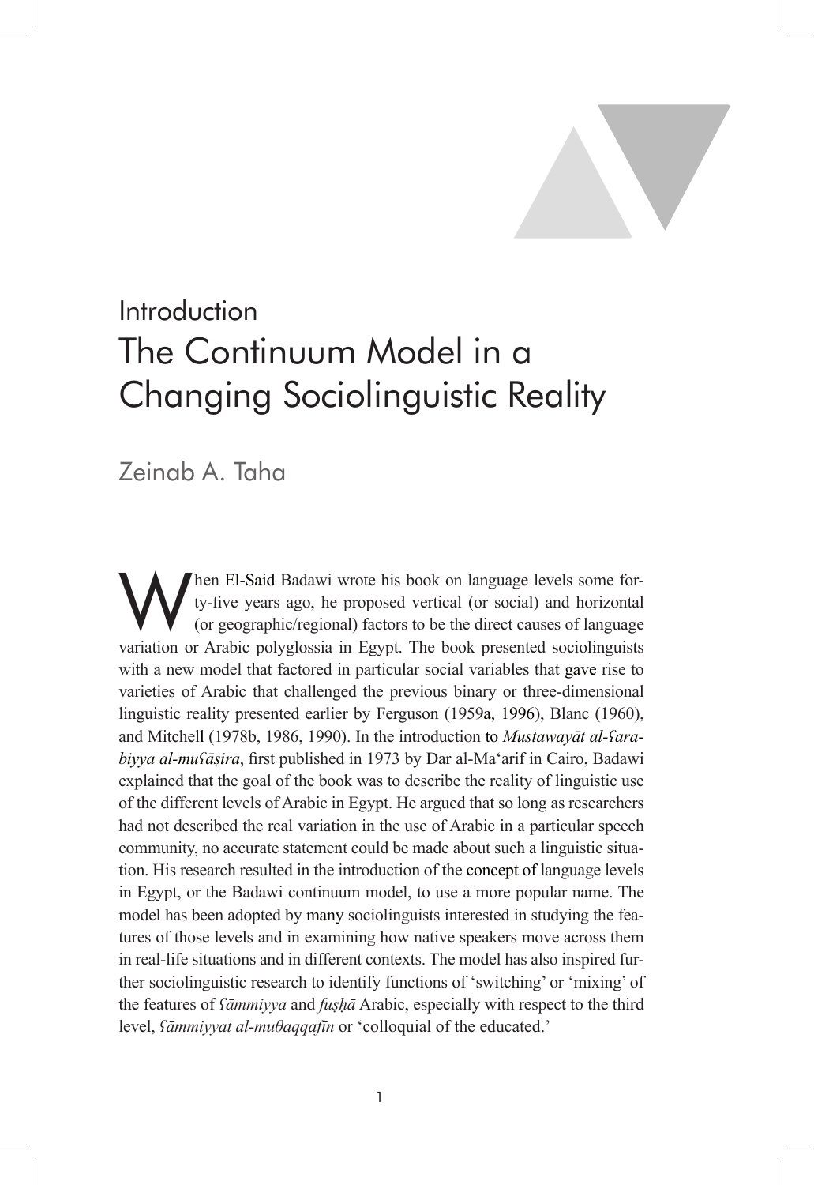# Introduction

# The Continuum Model in a Changing Sociolinguistic Reality

Zeinab A. Taha

When El-Said Badawi wrote his book on language levels some forty-five years ago, he proposed vertical (or social) and horizontal (or geographic/regional) factors to be the direct causes of language variation or Arabic polyglossia in Egypt. The book presented sociolinguists with a new model that factored in particular social variables that gave rise to varieties of Arabic that challenged the previous binary or three-dimensional linguistic reality presented earlier by Ferguson (1959a, 1996), Blanc (1960), and Mitchell (1978b, 1986, 1990). In the introduction to *Mustawayāt al-ʕarabiyya al-muʕāṣira*, first published in 1973 by Dar al-Maʻarif in Cairo, Badawi explained that the goal of the book was to describe the reality of linguistic use of the different levels of Arabic in Egypt. He argued that so long as researchers had not described the real variation in the use of Arabic in a particular speech community, no accurate statement could be made about such a linguistic situation. His research resulted in the introduction of the concept of language levels in Egypt, or the Badawi continuum model, to use a more popular name. The model has been adopted by many sociolinguists interested in studying the features of those levels and in examining how native speakers move across them in real-life situations and in different contexts. The model has also inspired further sociolinguistic research to identify functions of 'switching' or 'mixing' of the features of *ʕāmmiyya* and *fuṣḥā* Arabic, especially with respect to the third level, *ʕāmmiyyat al-muθaqqafīn* or 'colloquial of the educated.'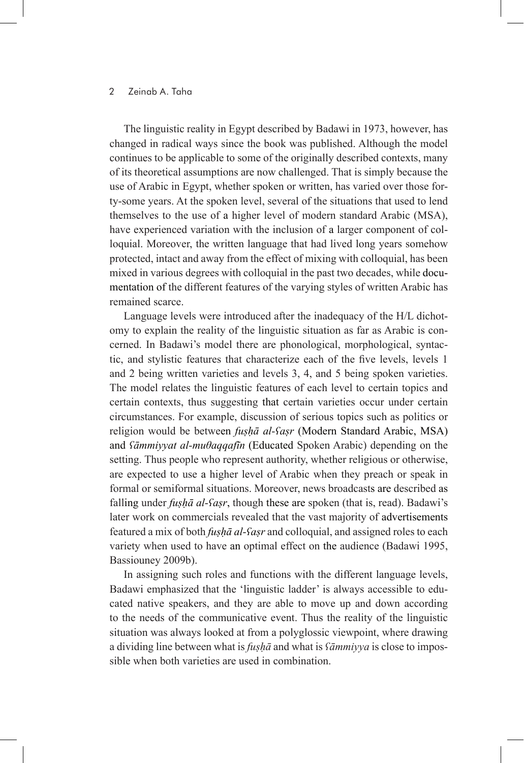The linguistic reality in Egypt described by Badawi in 1973, however, has changed in radical ways since the book was published. Although the model continues to be applicable to some of the originally described contexts, many of its theoretical assumptions are now challenged. That is simply because the use of Arabic in Egypt, whether spoken or written, has varied over those forty-some years. At the spoken level, several of the situations that used to lend themselves to the use of a higher level of modern standard Arabic (MSA), have experienced variation with the inclusion of a larger component of colloquial. Moreover, the written language that had lived long years somehow protected, intact and away from the effect of mixing with colloquial, has been mixed in various degrees with colloquial in the past two decades, while documentation of the different features of the varying styles of written Arabic has remained scarce.

Language levels were introduced after the inadequacy of the H/L dichotomy to explain the reality of the linguistic situation as far as Arabic is concerned. In Badawi's model there are phonological, morphological, syntactic, and stylistic features that characterize each of the five levels, levels 1 and 2 being written varieties and levels 3, 4, and 5 being spoken varieties. The model relates the linguistic features of each level to certain topics and certain contexts, thus suggesting that certain varieties occur under certain circumstances. For example, discussion of serious topics such as politics or religion would be between *fuṣḥā al-ʕaṣr* (Modern Standard Arabic, MSA) and *ʕāmmiyyat al-muθaqqafīn* (Educated Spoken Arabic) depending on the setting. Thus people who represent authority, whether religious or otherwise, are expected to use a higher level of Arabic when they preach or speak in formal or semiformal situations. Moreover, news broadcasts are described as falling under *fuṣḥā al-ʕaṣr*, though these are spoken (that is, read). Badawi's later work on commercials revealed that the vast majority of advertisements featured a mix of both *fuṣḥā al-ʕaṣr* and colloquial, and assigned roles to each variety when used to have an optimal effect on the audience (Badawi 1995, Bassiouney 2009b).

In assigning such roles and functions with the different language levels, Badawi emphasized that the 'linguistic ladder' is always accessible to educated native speakers, and they are able to move up and down according to the needs of the communicative event. Thus the reality of the linguistic situation was always looked at from a polyglossic viewpoint, where drawing a dividing line between what is *fuṣḥā* and what is *ʕāmmiyya* is close to impossible when both varieties are used in combination.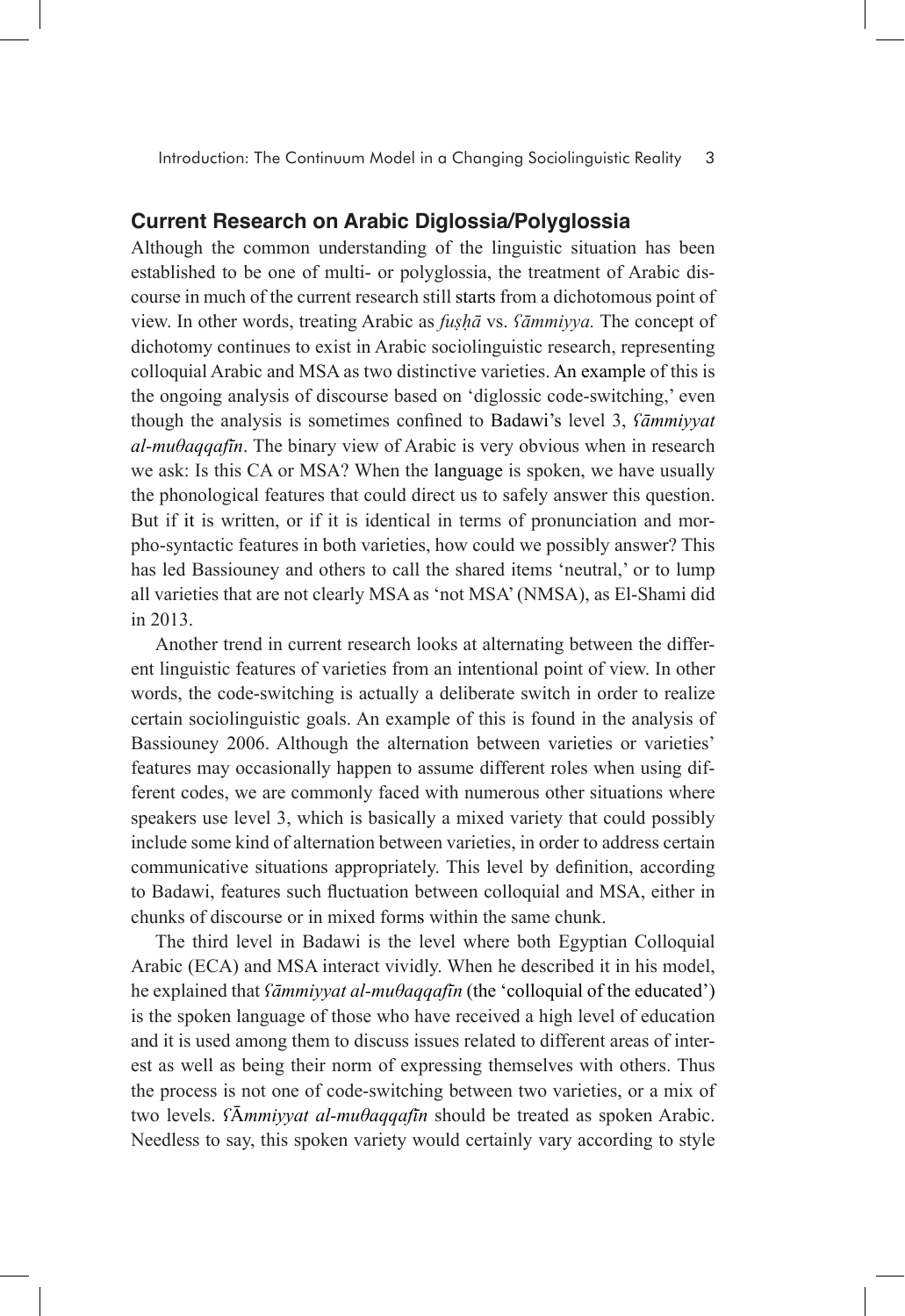## Current Research on Arabic Diglossia/Polyglossia

Although the common understanding of the linguistic situation has been established to be one of multi- or polyglossia, the treatment of Arabic discourse in much of the current research still starts from a dichotomous point of view. In other words, treating Arabic as *fuṣḥā* vs. *ʕāmmiyya.* The concept of dichotomy continues to exist in Arabic sociolinguistic research, representing colloquial Arabic and MSA as two distinctive varieties. An example of this is the ongoing analysis of discourse based on 'diglossic code-switching,' even though the analysis is sometimes confined to Badawi's level 3, *ʕāmmiyyat al-muθaqqafīn*. The binary view of Arabic is very obvious when in research we ask: Is this CA or MSA? When the language is spoken, we have usually the phonological features that could direct us to safely answer this question. But if it is written, or if it is identical in terms of pronunciation and morpho-syntactic features in both varieties, how could we possibly answer? This has led Bassiouney and others to call the shared items 'neutral,' or to lump all varieties that are not clearly MSA as 'not MSA' (NMSA), as El-Shami did in 2013.

Another trend in current research looks at alternating between the different linguistic features of varieties from an intentional point of view. In other words, the code-switching is actually a deliberate switch in order to realize certain sociolinguistic goals. An example of this is found in the analysis of Bassiouney 2006. Although the alternation between varieties or varieties' features may occasionally happen to assume different roles when using different codes, we are commonly faced with numerous other situations where speakers use level 3, which is basically a mixed variety that could possibly include some kind of alternation between varieties, in order to address certain communicative situations appropriately. This level by definition, according to Badawi, features such fluctuation between colloquial and MSA, either in chunks of discourse or in mixed forms within the same chunk.

The third level in Badawi is the level where both Egyptian Colloquial Arabic (ECA) and MSA interact vividly. When he described it in his model, he explained that *ʕāmmiyyat al-muθaqqafīn* (the 'colloquial of the educated') is the spoken language of those who have received a high level of education and it is used among them to discuss issues related to different areas of interest as well as being their norm of expressing themselves with others. Thus the process is not one of code-switching between two varieties, or a mix of two levels. *ʕĀmmiyyat al-muθaqqafīn* should be treated as spoken Arabic. Needless to say, this spoken variety would certainly vary according to style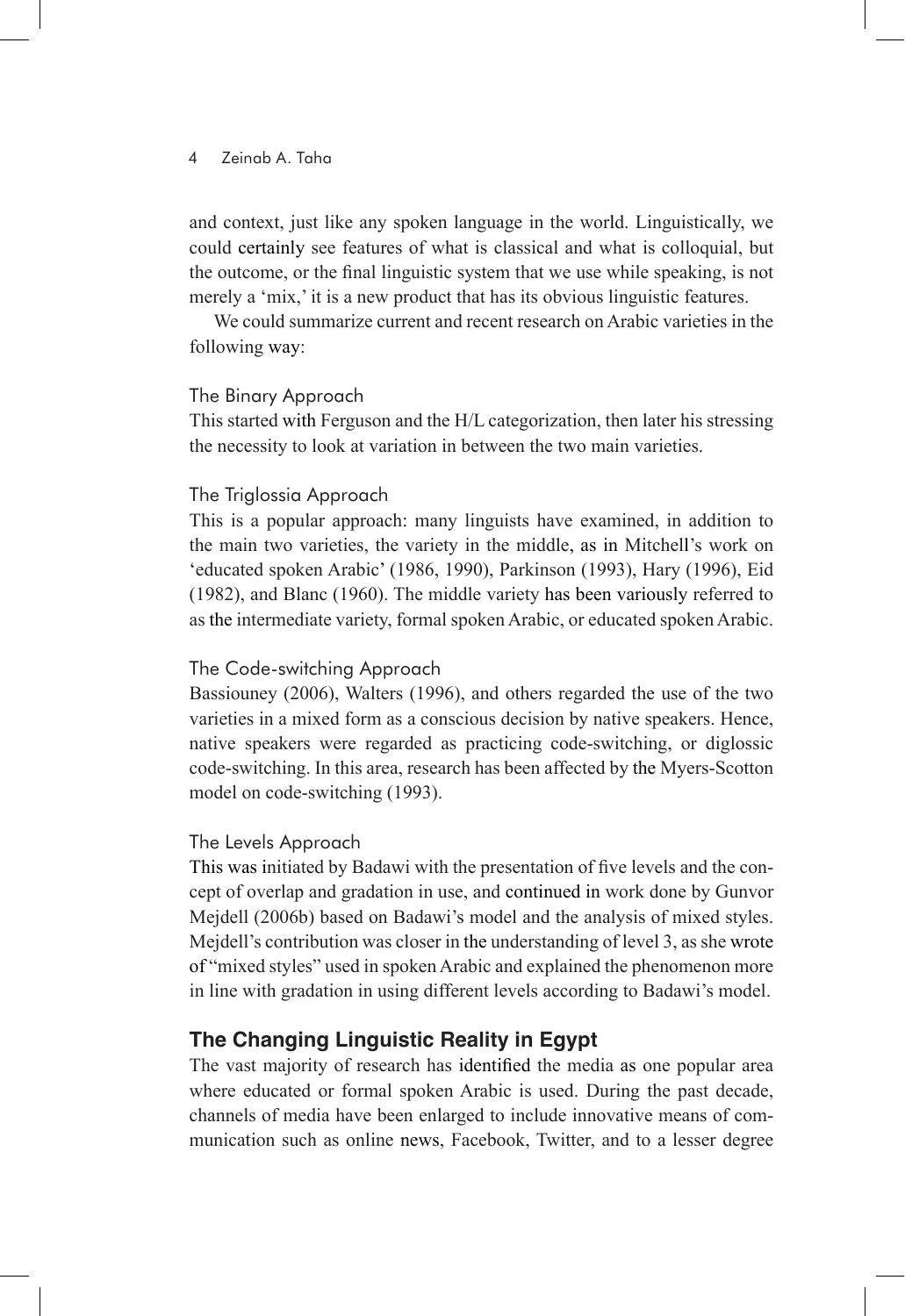and context, just like any spoken language in the world. Linguistically, we could certainly see features of what is classical and what is colloquial, but the outcome, or the final linguistic system that we use while speaking, is not merely a 'mix,' it is a new product that has its obvious linguistic features.

We could summarize current and recent research on Arabic varieties in the following way:

#### The Binary Approach

This started with Ferguson and the H/L categorization, then later his stressing the necessity to look at variation in between the two main varieties.

#### The Triglossia Approach

This is a popular approach: many linguists have examined, in addition to the main two varieties, the variety in the middle, as in Mitchell's work on 'educated spoken Arabic' (1986, 1990), Parkinson (1993), Hary (1996), Eid (1982), and Blanc (1960). The middle variety has been variously referred to as the intermediate variety, formal spoken Arabic, or educated spoken Arabic.

#### The Code-switching Approach

Bassiouney (2006), Walters (1996), and others regarded the use of the two varieties in a mixed form as a conscious decision by native speakers. Hence, native speakers were regarded as practicing code-switching, or diglossic code-switching. In this area, research has been affected by the Myers-Scotton model on code-switching (1993).

#### The Levels Approach

This was initiated by Badawi with the presentation of five levels and the concept of overlap and gradation in use, and continued in work done by Gunvor Mejdell (2006b) based on Badawi's model and the analysis of mixed styles. Mejdell's contribution was closer in the understanding of level 3, as she wrote of "mixed styles" used in spoken Arabic and explained the phenomenon more in line with gradation in using different levels according to Badawi's model.

## The Changing Linguistic Reality in Egypt

The vast majority of research has identified the media as one popular area where educated or formal spoken Arabic is used. During the past decade, channels of media have been enlarged to include innovative means of communication such as online news, Facebook, Twitter, and to a lesser degree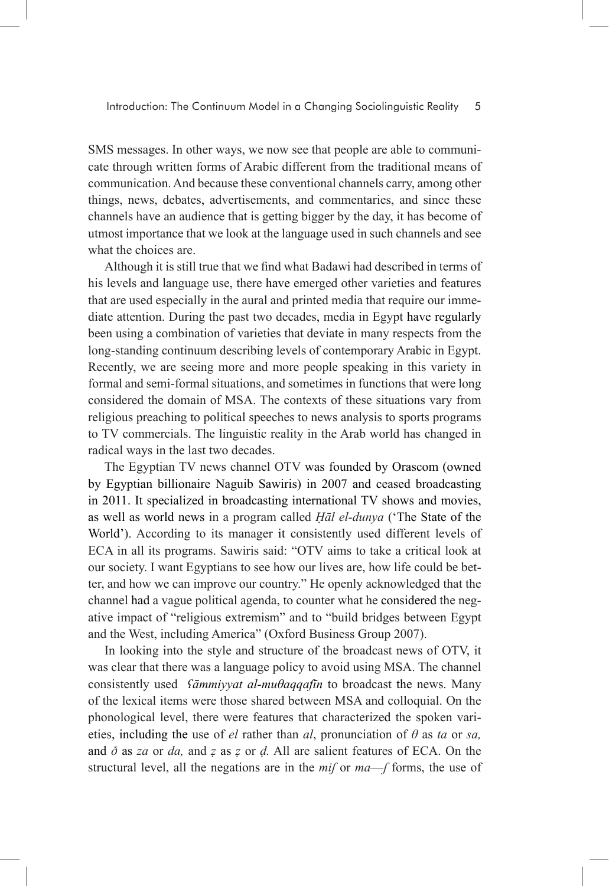SMS messages. In other ways, we now see that people are able to communicate through written forms of Arabic different from the traditional means of communication. And because these conventional channels carry, among other things, news, debates, advertisements, and commentaries, and since these channels have an audience that is getting bigger by the day, it has become of utmost importance that we look at the language used in such channels and see what the choices are.

Although it is still true that we find what Badawi had described in terms of his levels and language use, there have emerged other varieties and features that are used especially in the aural and printed media that require our immediate attention. During the past two decades, media in Egypt have regularly been using a combination of varieties that deviate in many respects from the long-standing continuum describing levels of contemporary Arabic in Egypt. Recently, we are seeing more and more people speaking in this variety in formal and semi-formal situations, and sometimes in functions that were long considered the domain of MSA. The contexts of these situations vary from religious preaching to political speeches to news analysis to sports programs to TV commercials. The linguistic reality in the Arab world has changed in radical ways in the last two decades.

The Egyptian TV news channel OTV was founded by Orascom (owned by Egyptian billionaire Naguib Sawiris) in 2007 and ceased broadcasting in 2011. It specialized in broadcasting international TV shows and movies, as well as world news in a program called *Ḥāl el-dunya* ('The State of the World'). According to its manager it consistently used different levels of ECA in all its programs. Sawiris said: "OTV aims to take a critical look at our society. I want Egyptians to see how our lives are, how life could be better, and how we can improve our country." He openly acknowledged that the channel had a vague political agenda, to counter what he considered the negative impact of "religious extremism" and to "build bridges between Egypt and the West, including America" (Oxford Business Group 2007).

In looking into the style and structure of the broadcast news of OTV, it was clear that there was a language policy to avoid using MSA. The channel consistently used *ʕāmmiyyat al-muθaqqafīn* to broadcast the news. Many of the lexical items were those shared between MSA and colloquial. On the phonological level, there were features that characterized the spoken varieties, including the use of *el* rather than *al*, pronunciation of *θ* as *ta* or *sa,* and *ð* as *za* or *da,* and *ẓ* as *ẓ* or *ḍ.* All are salient features of ECA. On the structural level, all the negations are in the *miʃ* or *ma—ʃ* forms, the use of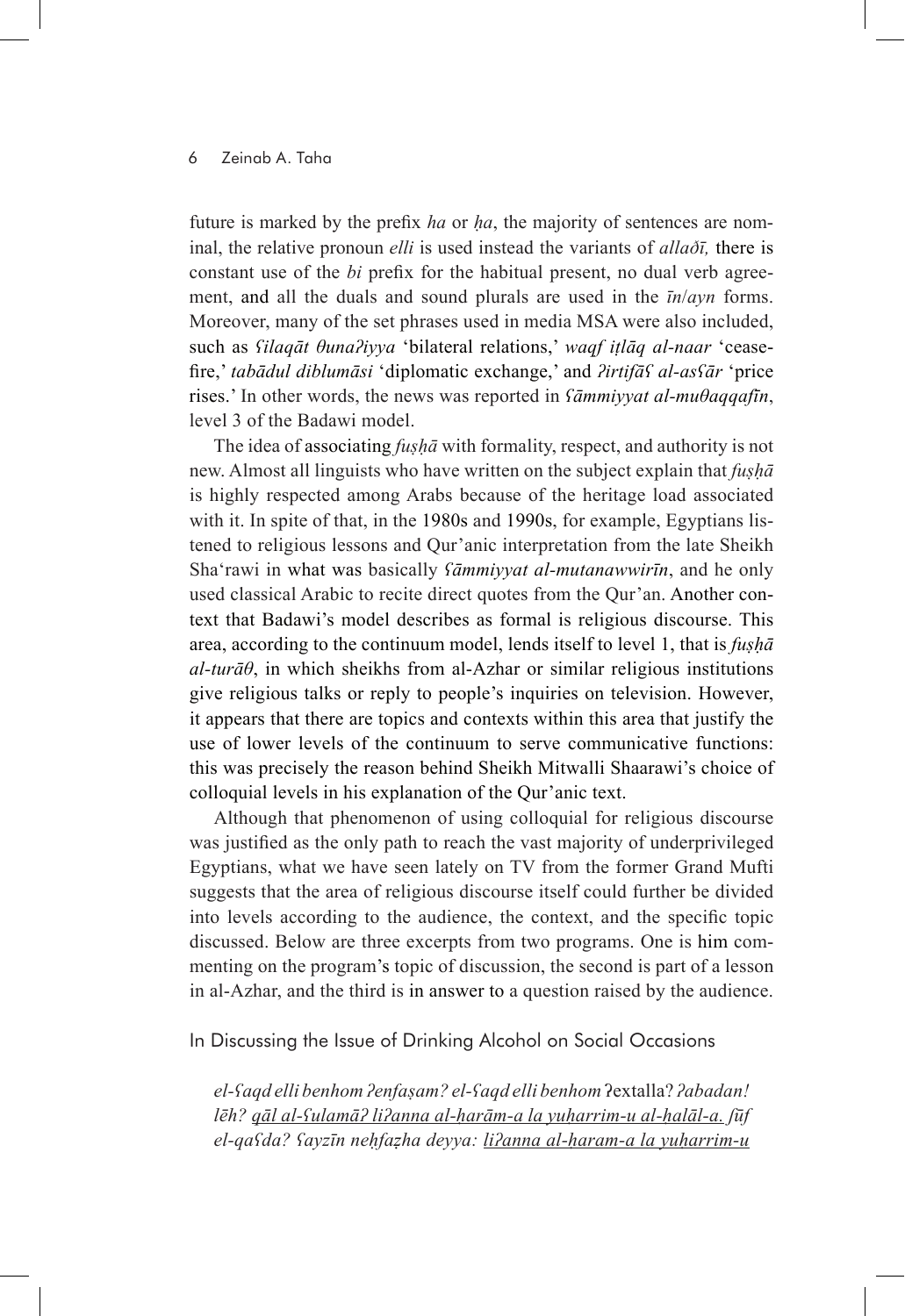future is marked by the prefix *ha* or *ḥa*, the majority of sentences are nominal, the relative pronoun *elli* is used instead the variants of *allaðī,* there is constant use of the *bi* prefix for the habitual present, no dual verb agreement, and all the duals and sound plurals are used in the *īn*/*ayn* forms. Moreover, many of the set phrases used in media MSA were also included, such as *ʕilaqāt θunaʔiyya* 'bilateral relations,' *waqf iṭlāq al-naar* 'ceasefire,' *tabādul diblumāsi* 'diplomatic exchange,' and *ʔirtifāʕ al-asʕār* 'price rises.' In other words, the news was reported in *ʕāmmiyyat al-muθaqqafīn*, level 3 of the Badawi model.

The idea of associating *fuṣḥā* with formality, respect, and authority is not new. Almost all linguists who have written on the subject explain that *fuṣḥā* is highly respected among Arabs because of the heritage load associated with it. In spite of that, in the 1980s and 1990s, for example, Egyptians listened to religious lessons and Qur'anic interpretation from the late Sheikh Sha'rawi in what was basically *ʕāmmiyyat al-mutanawwirīn*, and he only used classical Arabic to recite direct quotes from the Qur'an. Another context that Badawi's model describes as formal is religious discourse. This area, according to the continuum model, lends itself to level 1, that is *fuṣḥā al-turāθ*, in which sheikhs from al-Azhar or similar religious institutions give religious talks or reply to people's inquiries on television. However, it appears that there are topics and contexts within this area that justify the use of lower levels of the continuum to serve communicative functions: this was precisely the reason behind Sheikh Mitwalli Shaarawi's choice of colloquial levels in his explanation of the Qur'anic text.

Although that phenomenon of using colloquial for religious discourse was justified as the only path to reach the vast majority of underprivileged Egyptians, what we have seen lately on TV from the former Grand Mufti suggests that the area of religious discourse itself could further be divided into levels according to the audience, the context, and the specific topic discussed. Below are three excerpts from two programs. One is him commenting on the program's topic of discussion, the second is part of a lesson in al-Azhar, and the third is in answer to a question raised by the audience.

### In Discussing the Issue of Drinking Alcohol on Social Occasions

*el-ʕaqd elli benhom ʔenfaṣam? el-ʕaqd elli benhom* ʔextalla? *ʔabadan! lēh? <u>qāl al-ʕulamāʔ liʔanna al-ḥarām-a la yuḥarrim-u al-ḥalāl-a.</u> ʃūf el-qaʕda? ʕayzīn neḥfaẓha deyya: <u>liʔanna al-ḥaram-a la yuḥarrim-u</u>*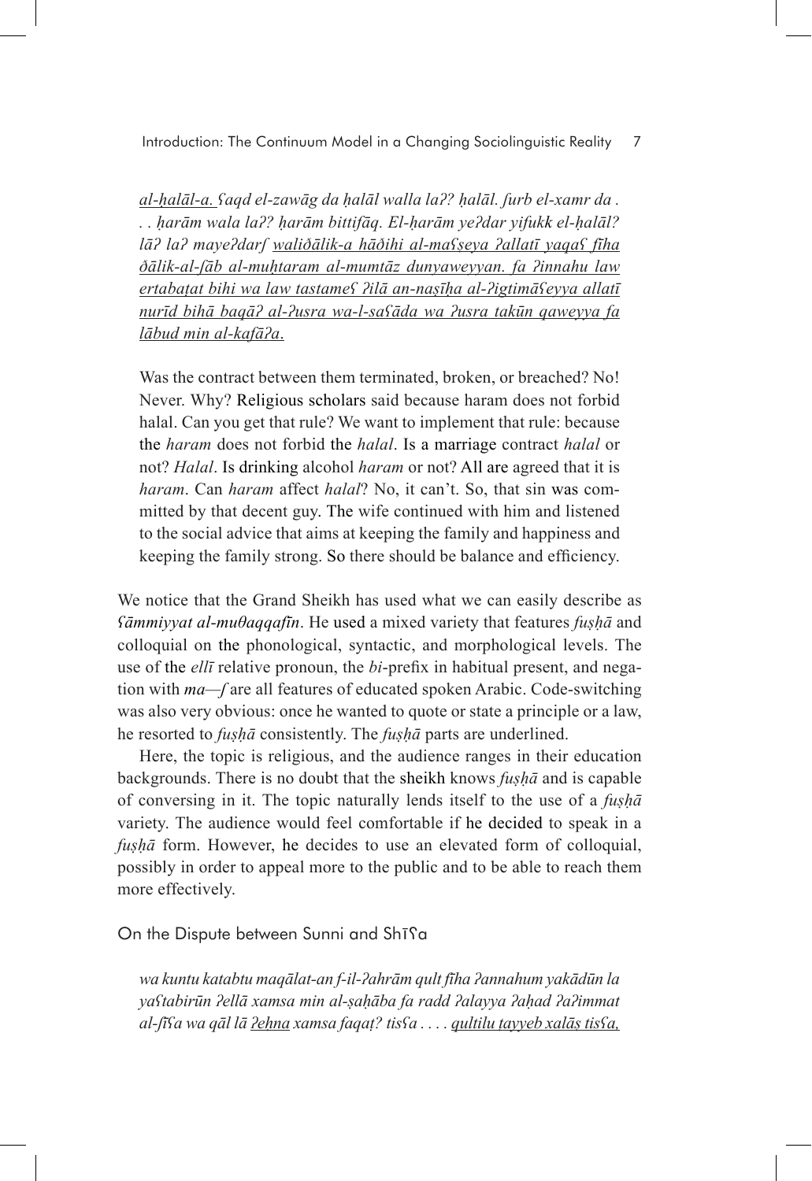*al-ḥalāl-a. ʕaqd el-zawāg da ḥalāl walla laʔ? ḥalāl. ʃurb el-xamr da . . . ḥarām wala laʔ? ḥarām bittifāq. El-ḥarām yeʔdar yifukk el-ḥalāl? lāʔ laʔ mayeʔdarʃ waliðālik-a hāðihi al-maʕṣeya ʔallatī yaqaʕ fīha ðālik-al-ʃāb al-muḥtaram al-mumtāz dunyaweyyan. fa ʔinnahu law ertabaṭat bihi wa law tastameʕ ʔilā an-naṣīḥa al-ʔigtimāʕeyya allatī nurīd bihā baqāʔ al-ʔusra wa-l-saʕāda wa ʔusra takūn qaweyya fa lābud min al-kafāʔa.*

> Was the contract between them terminated, broken, or breached? No! Never. Why? Religious scholars said because haram does not forbid halal. Can you get that rule? We want to implement that rule: because the *haram* does not forbid the *halal*. Is a marriage contract *halal* or not? *Halal*. Is drinking alcohol *haram* or not? All are agreed that it is *haram*. Can *haram* affect *halal*? No, it can't. So, that sin was committed by that decent guy. The wife continued with him and listened to the social advice that aims at keeping the family and happiness and keeping the family strong. So there should be balance and efficiency.

We notice that the Grand Sheikh has used what we can easily describe as *ʕāmmiyyat al-muθaqqafīn*. He used a mixed variety that features *fuṣḥā* and colloquial on the phonological, syntactic, and morphological levels. The use of the *ellī* relative pronoun, the *bi*-prefix in habitual present, and negation with *ma—ʃ* are all features of educated spoken Arabic. Code-switching was also very obvious: once he wanted to quote or state a principle or a law, he resorted to *fuṣḥā* consistently. The *fuṣḥā* parts are underlined.

Here, the topic is religious, and the audience ranges in their education backgrounds. There is no doubt that the sheikh knows *fuṣḥā* and is capable of conversing in it. The topic naturally lends itself to the use of a *fuṣḥā* variety. The audience would feel comfortable if he decided to speak in a *fuṣḥā* form. However, he decides to use an elevated form of colloquial, possibly in order to appeal more to the public and to be able to reach them more effectively.

### On the Dispute between Sunni and Shīʕa

*wa kuntu katabtu maqālat-an f-il-ʔahrām qult fīha ʔannahum yakādūn la yaʕtabirūn ʔellā xamsa min al-ṣaḥāba fa radd ʔalayya ʔaḥad ʔaʔimmat al-ʃīʕa wa qāl lā ʔeḥna xamsa faqaṭ? tisʕa . . . . qultilu ṭayyeb xalāṣ tisʕa,*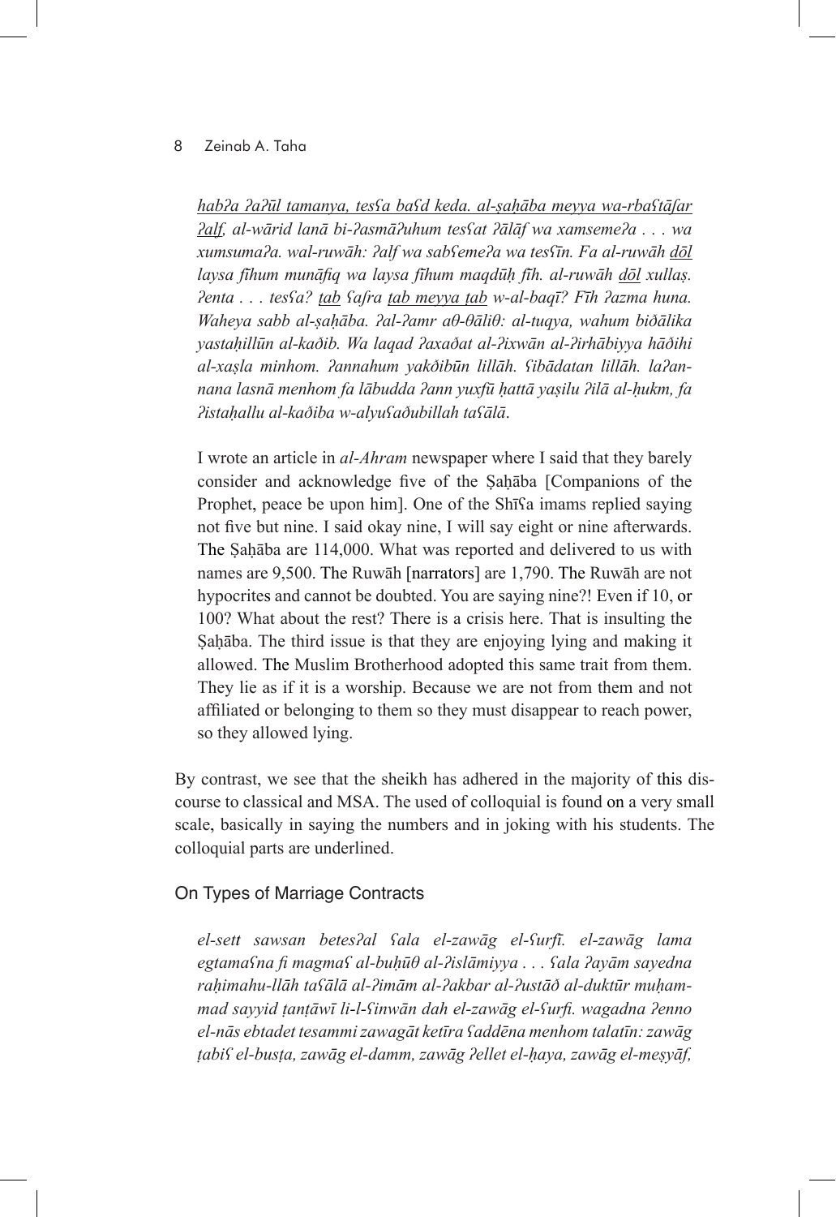*<u>habʔa ʔaʔūl tamanya, tesʕa baʕd keda. al-ṣaḥāba meyya wa-rbaʕtāʕar ʔalf,</u> al-wārid lanā bi-ʔasmāʔuhum tesʕat ʔālāf wa xamsemeʔa . . . wa xumsumaʔa. wal-ruwāh: ʔalf wa sabʕemeʔa wa tesʕīn. Fa al-ruwāh <u>dōl</u> laysa fīhum munāfiq wa laysa fīhum maqdūḥ fīh. al-ruwāh <u>dōl</u> xullaṣ. ʔenta . . . tesʕa? <u>ṭab</u> ʕaʃra <u>ṭab meyya ṭab</u> w-al-baqī? Fīh ʔazma huna. Waheya sabb al-ṣaḥāba. ʔal-ʔamr aθ-θāliθ: al-tuqya, wahum biðālika yastaḥillūn al-kaðib. Wa laqad ʔaxaðat al-ʔixwān al-ʔirhābiyya hāðihi al-xaṣla minhom. ʔannahum yakðibūn lillāh. ʕibādatan lillāh. laʔannana lasnā menhom fa lābudda ʔann yuxfū ḥattā yaṣilu ʔilā al-ḥukm, fa ʔistaḥallu al-kaðiba w-alyuʕaðubillah taʕālā.*

> I wrote an article in *al-Ahram* newspaper where I said that they barely consider and acknowledge five of the Ṣaḥāba [Companions of the Prophet, peace be upon him]. One of the Shīʕa imams replied saying not five but nine. I said okay nine, I will say eight or nine afterwards. The Ṣaḥāba are 114,000. What was reported and delivered to us with names are 9,500. The Ruwāh [narrators] are 1,790. The Ruwāh are not hypocrites and cannot be doubted. You are saying nine?! Even if 10, or 100? What about the rest? There is a crisis here. That is insulting the Ṣaḥāba. The third issue is that they are enjoying lying and making it allowed. The Muslim Brotherhood adopted this same trait from them. They lie as if it is a worship. Because we are not from them and not affiliated or belonging to them so they must disappear to reach power, so they allowed lying.

By contrast, we see that the sheikh has adhered in the majority of this discourse to classical and MSA. The used of colloquial is found on a very small scale, basically in saying the numbers and in joking with his students. The colloquial parts are underlined.

## On Types of Marriage Contracts

*el-sett sawsan betesʔal ʕala el-zawāg el-ʕurfī. el-zawāg lama egtamaʕna fi magmaʕ al-buḥūθ al-ʔislāmiyya . . . ʕala ʔayām sayedna raḥimahu-llāh taʕālā al-ʔimām al-ʔakbar al-ʔustāð al-duktūr muḥammad sayyid ṭanṭāwī li-l-ʕinwān dah el-zawāg el-ʕurfi. wagadna ʔenno el-nās ebtadet tesammi zawagāt ketīra ʕaddēna menhom talatīn: zawāg ṭabiʕ el-busṭa, zawāg el-damm, zawāg ʔellet el-ḥaya, zawāg el-meṣyāf,*